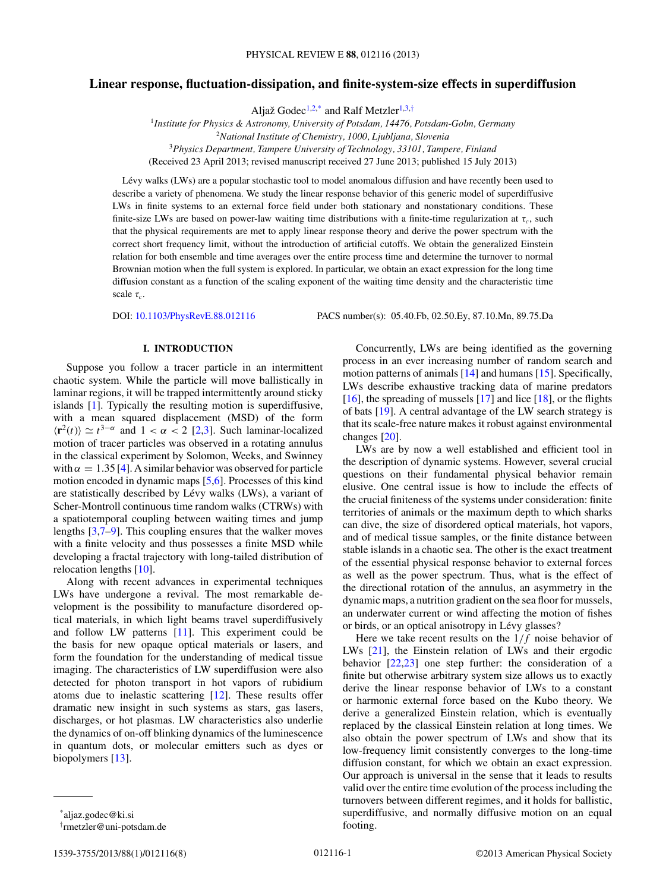# Linear response, fluctuation-dissipation, and finite-system-size effects in superdiffusion

Aljaž Godec[1,2,*] and Ralf Metzler[1,3,†]

[1]*Institute for Physics & Astronomy, University of Potsdam, 14476, Potsdam-Golm, Germany*
[2]*National Institute of Chemistry, 1000, Ljubljana, Slovenia*
[3]*Physics Department, Tampere University of Technology, 33101, Tampere, Finland*
(Received 23 April 2013; revised manuscript received 27 June 2013; published 15 July 2013)

Lévy walks (LWs) are a popular stochastic tool to model anomalous diffusion and have recently been used to describe a variety of phenomena. We study the linear response behavior of this generic model of superdiffusive LWs in finite systems to an external force field under both stationary and nonstationary conditions. These finite-size LWs are based on power-law waiting time distributions with a finite-time regularization at $\tau_c$, such that the physical requirements are met to apply linear response theory and derive the power spectrum with the correct short frequency limit, without the introduction of artificial cutoffs. We obtain the generalized Einstein relation for both ensemble and time averages over the entire process time and determine the turnover to normal Brownian motion when the full system is explored. In particular, we obtain an exact expression for the long time diffusion constant as a function of the scaling exponent of the waiting time density and the characteristic time scale $\tau_c$.

DOI: 10.1103/PhysRevE.88.012116 PACS number(s): 05.40.Fb, 02.50.Ey, 87.10.Mn, 89.75.Da

## I. INTRODUCTION

Suppose you follow a tracer particle in an intermittent chaotic system. While the particle will move ballistically in laminar regions, it will be trapped intermittently around sticky islands [1]. Typically the resulting motion is superdiffusive, with a mean squared displacement (MSD) of the form $\langle \mathbf{r}^2(t)\rangle \simeq t^{3-\alpha}$ and $1 < \alpha < 2$ [2,3]. Such laminar-localized motion of tracer particles was observed in a rotating annulus in the classical experiment by Solomon, Weeks, and Swinney with $\alpha = 1.35$ [4]. A similar behavior was observed for particle motion encoded in dynamic maps [5,6]. Processes of this kind are statistically described by Lévy walks (LWs), a variant of Scher-Montroll continuous time random walks (CTRWs) with a spatiotemporal coupling between waiting times and jump lengths [3,7–9]. This coupling ensures that the walker moves with a finite velocity and thus possesses a finite MSD while developing a fractal trajectory with long-tailed distribution of relocation lengths [10].

Along with recent advances in experimental techniques LWs have undergone a revival. The most remarkable development is the possibility to manufacture disordered optical materials, in which light beams travel superdiffusively and follow LW patterns [11]. This experiment could be the basis for new opaque optical materials or lasers, and form the foundation for the understanding of medical tissue imaging. The characteristics of LW superdiffusion were also detected for photon transport in hot vapors of rubidium atoms due to inelastic scattering [12]. These results offer dramatic new insight in such systems as stars, gas lasers, discharges, or hot plasmas. LW characteristics also underlie the dynamics of on-off blinking dynamics of the luminescence in quantum dots, or molecular emitters such as dyes or biopolymers [13].

Concurrently, LWs are being identified as the governing process in an ever increasing number of random search and motion patterns of animals [14] and humans [15]. Specifically, LWs describe exhaustive tracking data of marine predators [16], the spreading of mussels [17] and lice [18], or the flights of bats [19]. A central advantage of the LW search strategy is that its scale-free nature makes it robust against environmental changes [20].

LWs are by now a well established and efficient tool in the description of dynamic systems. However, several crucial questions on their fundamental physical behavior remain elusive. One central issue is how to include the effects of the crucial finiteness of the systems under consideration: finite territories of animals or the maximum depth to which sharks can dive, the size of disordered optical materials, hot vapors, and of medical tissue samples, or the finite distance between stable islands in a chaotic sea. The other is the exact treatment of the essential physical response behavior to external forces as well as the power spectrum. Thus, what is the effect of the directional rotation of the annulus, an asymmetry in the dynamic maps, a nutrition gradient on the sea floor for mussels, an underwater current or wind affecting the motion of fishes or birds, or an optical anisotropy in Lévy glasses?

Here we take recent results on the $1/f$ noise behavior of LWs [21], the Einstein relation of LWs and their ergodic behavior [22,23] one step further: the consideration of a finite but otherwise arbitrary system size allows us to exactly derive the linear response behavior of LWs to a constant or harmonic external force based on the Kubo theory. We derive a generalized Einstein relation, which is eventually replaced by the classical Einstein relation at long times. We also obtain the power spectrum of LWs and show that its low-frequency limit consistently converges to the long-time diffusion constant, for which we obtain an exact expression. Our approach is universal in the sense that it leads to results valid over the entire time evolution of the process including the turnovers between different regimes, and it holds for ballistic, superdiffusive, and normally diffusive motion on an equal footing.

*aljaz.godec@ki.si
†rmetzler@uni-potsdam.de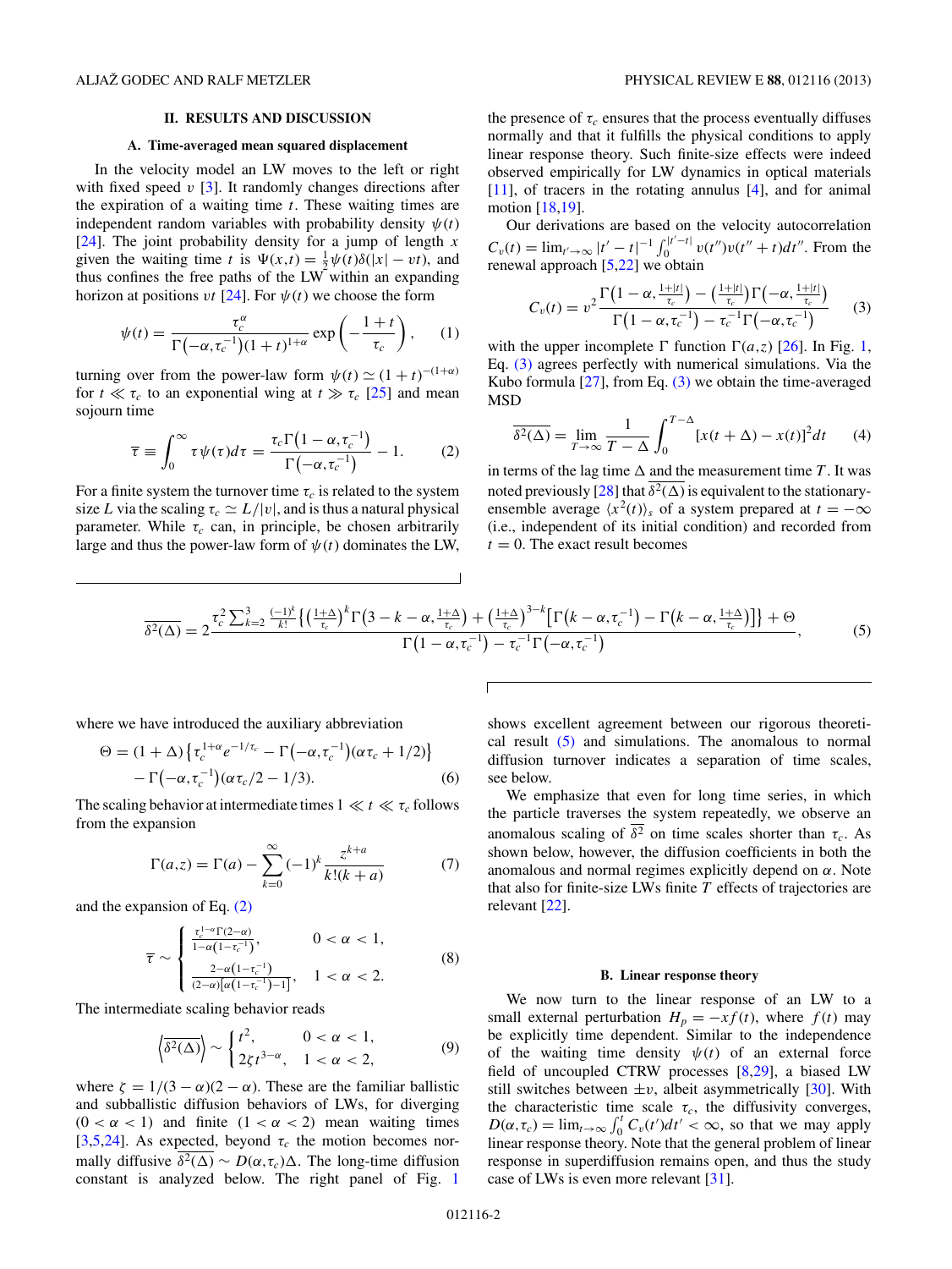## II. RESULTS AND DISCUSSION

### A. Time-averaged mean squared displacement

In the velocity model an LW moves to the left or right with fixed speed $v$ [3]. It randomly changes directions after the expiration of a waiting time $t$. These waiting times are independent random variables with probability density $\psi(t)$ [24]. The joint probability density for a jump of length $x$ given the waiting time $t$ is $\Psi(x,t)=\frac{1}{2}\psi(t)\delta(|x|-vt)$, and thus confines the free paths of the LW within an expanding horizon at positions $vt$ [24]. For $\psi(t)$ we choose the form

$$\psi(t)=\frac{\tau_c^{\alpha}}{\Gamma(-\alpha,\tau_c^{-1})(1+t)^{1+\alpha}}\exp\left(-\frac{1+t}{\tau_c}\right), \qquad (1)$$

turning over from the power-law form $\psi(t)\simeq(1+t)^{-(1+\alpha)}$ for $t\ll\tau_c$ to an exponential wing at $t\gg\tau_c$ [25] and mean sojourn time

$$\overline{\tau}\equiv\int_0^{\infty}\tau\psi(\tau)d\tau=\frac{\tau_c\Gamma(1-\alpha,\tau_c^{-1})}{\Gamma(-\alpha,\tau_c^{-1})}-1. \qquad (2)$$

For a finite system the turnover time $\tau_c$ is related to the system size $L$ via the scaling $\tau_c\simeq L/|v|$, and is thus a natural physical parameter. While $\tau_c$ can, in principle, be chosen arbitrarily large and thus the power-law form of $\psi(t)$ dominates the LW, the presence of $\tau_c$ ensures that the process eventually diffuses normally and that it fulfills the physical conditions to apply linear response theory. Such finite-size effects were indeed observed empirically for LW dynamics in optical materials [11], of tracers in the rotating annulus [4], and for animal motion [18,19].

Our derivations are based on the velocity autocorrelation $C_v(t)=\lim_{t'\to\infty}|t'-t|^{-1}\int_0^{|t'-t|}v(t'')v(t''+t)dt''$. From the renewal approach [5,22] we obtain

$$C_v(t)=v^2\frac{\Gamma\left(1-\alpha,\frac{1+|t|}{\tau_c}\right)-\left(\frac{1+|t|}{\tau_c}\right)\Gamma\left(-\alpha,\frac{1+|t|}{\tau_c}\right)}{\Gamma(1-\alpha,\tau_c^{-1})-\tau_c^{-1}\Gamma(-\alpha,\tau_c^{-1})} \qquad (3)$$

with the upper incomplete Γ function $\Gamma(a,z)$ [26]. In Fig. 1, Eq. (3) agrees perfectly with numerical simulations. Via the Kubo formula [27], from Eq. (3) we obtain the time-averaged MSD

$$\overline{\delta^2(\Delta)}=\lim_{T\to\infty}\frac{1}{T-\Delta}\int_0^{T-\Delta}[x(t+\Delta)-x(t)]^2dt \qquad (4)$$

in terms of the lag time $\Delta$ and the measurement time $T$. It was noted previously [28] that $\overline{\delta^2(\Delta)}$ is equivalent to the stationary-ensemble average $\langle x^2(t)\rangle_s$ of a system prepared at $t=-\infty$ (i.e., independent of its initial condition) and recorded from $t=0$. The exact result becomes

$$\overline{\delta^2(\Delta)}=2\frac{\tau_c^2\sum_{k=2}^{3}\frac{(-1)^k}{k!}\left\{\left(\frac{1+\Delta}{\tau_c}\right)^k\Gamma\left(3-k-\alpha,\frac{1+\Delta}{\tau_c}\right)+\left(\frac{1+\Delta}{\tau_c}\right)^{3-k}\left[\Gamma(k-\alpha,\tau_c^{-1})-\Gamma\left(k-\alpha,\frac{1+\Delta}{\tau_c}\right)\right]\right\}+\Theta}{\Gamma(1-\alpha,\tau_c^{-1})-\tau_c^{-1}\Gamma(-\alpha,\tau_c^{-1})}, \qquad (5)$$

where we have introduced the auxiliary abbreviation

$$\Theta=(1+\Delta)\left\{\tau_c^{1+\alpha}e^{-1/\tau_c}-\Gamma(-\alpha,\tau_c^{-1})(\alpha\tau_c+1/2)\right\}-\Gamma(-\alpha,\tau_c^{-1})(\alpha\tau_c/2-1/3). \qquad (6)$$

The scaling behavior at intermediate times $1\ll t\ll\tau_c$ follows from the expansion

$$\Gamma(a,z)=\Gamma(a)-\sum_{k=0}^{\infty}(-1)^k\frac{z^{k+a}}{k!(k+a)} \qquad (7)$$

and the expansion of Eq. (2)

$$\overline{\tau}\sim\begin{cases}\frac{\tau_c^{1-\alpha}\Gamma(2-\alpha)}{1-\alpha(1-\tau_c^{-1})}, & 0<\alpha<1,\\ \frac{2-\alpha(1-\tau_c^{-1})}{(2-\alpha)[\alpha(1-\tau_c^{-1})-1]}, & 1<\alpha<2.\end{cases} \qquad (8)$$

The intermediate scaling behavior reads

$$\left\langle\overline{\delta^2(\Delta)}\right\rangle\sim\begin{cases}t^2, & 0<\alpha<1,\\ 2\zeta t^{3-\alpha}, & 1<\alpha<2,\end{cases} \qquad (9)$$

where $\zeta=1/(3-\alpha)(2-\alpha)$. These are the familiar ballistic and subballistic diffusion behaviors of LWs, for diverging ($0<\alpha<1$) and finite ($1<\alpha<2$) mean waiting times [3,5,24]. As expected, beyond $\tau_c$ the motion becomes normally diffusive $\overline{\delta^2(\Delta)}\sim D(\alpha,\tau_c)\Delta$. The long-time diffusion constant is analyzed below. The right panel of Fig. 1 shows excellent agreement between our rigorous theoretical result (5) and simulations. The anomalous to normal diffusion turnover indicates a separation of time scales, see below.

We emphasize that even for long time series, in which the particle traverses the system repeatedly, we observe an anomalous scaling of $\overline{\delta^2}$ on time scales shorter than $\tau_c$. As shown below, however, the diffusion coefficients in both the anomalous and normal regimes explicitly depend on $\alpha$. Note that also for finite-size LWs finite $T$ effects of trajectories are relevant [22].

### B. Linear response theory

We now turn to the linear response of an LW to a small external perturbation $H_p=-xf(t)$, where $f(t)$ may be explicitly time dependent. Similar to the independence of the waiting time density $\psi(t)$ of an external force field of uncoupled CTRW processes [8,29], a biased LW still switches between $\pm v$, albeit asymmetrically [30]. With the characteristic time scale $\tau_c$, the diffusivity converges, $D(\alpha,\tau_c)=\lim_{t\to\infty}\int_0^t C_v(t')dt'<\infty$, so that we may apply linear response theory. Note that the general problem of linear response in superdiffusion remains open, and thus the study case of LWs is even more relevant [31].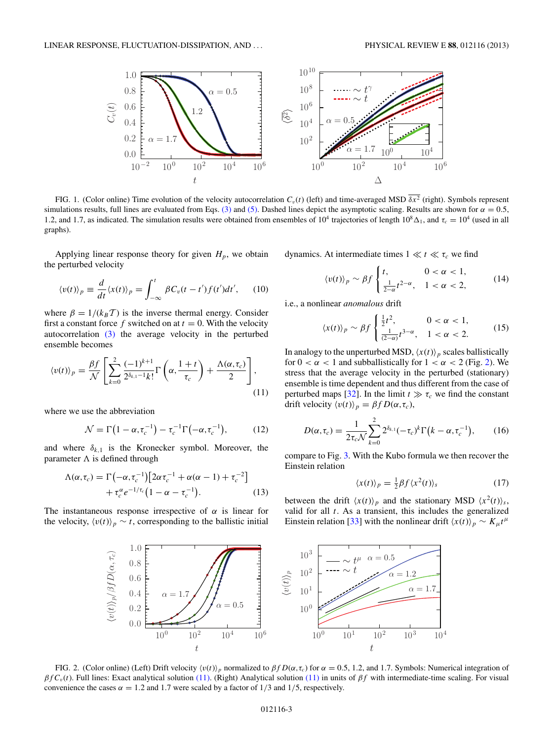FIG. 1. (Color online) Time evolution of the velocity autocorrelation $C_v(t)$ (left) and time-averaged MSD $\overline{\delta x^2}$ (right). Symbols represent simulations results, full lines are evaluated from Eqs. (3) and (5). Dashed lines depict the asymptotic scaling. Results are shown for $\alpha = 0.5$, 1.2, and 1.7, as indicated. The simulation results were obtained from ensembles of $10^4$ trajectories of length $10^8\Delta_1$, and $\tau_c = 10^4$ (used in all graphs).

Applying linear response theory for given $H_p$, we obtain the perturbed velocity

$$\langle v(t)\rangle_p \equiv \frac{d}{dt}\langle x(t)\rangle_p = \int_{-\infty}^{t} \beta C_v(t-t')f(t')dt', \qquad (10)$$

where $\beta = 1/(k_B\mathcal{T})$ is the inverse thermal energy. Consider first a constant force $f$ switched on at $t=0$. With the velocity autocorrelation (3) the average velocity in the perturbed ensemble becomes

$$\langle v(t)\rangle_p = \frac{\beta f}{\mathcal{N}}\left[\sum_{k=0}^{2}\frac{(-1)^{k+1}}{2^{\delta_{k,1}-1}k!}\Gamma\left(\alpha,\frac{1+t}{\tau_c}\right)+\frac{\Lambda(\alpha,\tau_c)}{2}\right], \qquad (11)$$

where we use the abbreviation

$$\mathcal{N} = \Gamma\left(1-\alpha,\tau_c^{-1}\right) - \tau_c^{-1}\Gamma\left(-\alpha,\tau_c^{-1}\right), \qquad (12)$$

and where $\delta_{k,1}$ is the Kronecker symbol. Moreover, the parameter $\Lambda$ is defined through

$$\Lambda(\alpha,\tau_c) = \Gamma\left(-\alpha,\tau_c^{-1}\right)\left[2\alpha\tau_c^{-1}+\alpha(\alpha-1)+\tau_c^{-2}\right] + \tau_c^{\alpha}e^{-1/\tau_c}\left(1-\alpha-\tau_c^{-1}\right). \qquad (13)$$

The instantaneous response irrespective of $\alpha$ is linear for the velocity, $\langle v(t)\rangle_p \sim t$, corresponding to the ballistic initial dynamics. At intermediate times $1 \ll t \ll \tau_c$ we find

$$\langle v(t)\rangle_p \sim \beta f \begin{cases} t, & 0<\alpha<1, \\ \frac{1}{2-\alpha}t^{2-\alpha}, & 1<\alpha<2, \end{cases} \qquad (14)$$

i.e., a nonlinear *anomalous* drift

$$\langle x(t)\rangle_p \sim \beta f \begin{cases} \frac{1}{2}t^2, & 0<\alpha<1, \\ \frac{1}{(2-\alpha)}t^{3-\alpha}, & 1<\alpha<2. \end{cases} \qquad (15)$$

In analogy to the unperturbed MSD, $\langle x(t)\rangle_p$ scales ballistically for $0<\alpha<1$ and subballistically for $1<\alpha<2$ (Fig. 2). We stress that the average velocity in the perturbed (stationary) ensemble is time dependent and thus different from the case of perturbed maps [32]. In the limit $t \gg \tau_c$ we find the constant drift velocity $\langle v(t)\rangle_p = \beta f D(\alpha,\tau_c)$,

$$D(\alpha,\tau_c) = \frac{1}{2\tau_c\mathcal{N}}\sum_{k=0}^{2}2^{\delta_{k,1}}(-\tau_c)^k\Gamma\left(k-\alpha,\tau_c^{-1}\right), \qquad (16)$$

compare to Fig. 3. With the Kubo formula we then recover the Einstein relation

$$\langle x(t)\rangle_p = \tfrac{1}{2}\beta f\langle x^2(t)\rangle_s \qquad (17)$$

between the drift $\langle x(t)\rangle_p$ and the stationary MSD $\langle x^2(t)\rangle_s$, valid for all $t$. As a transient, this includes the generalized Einstein relation [33] with the nonlinear drift $\langle x(t)\rangle_p \sim K_\mu t^\mu$

FIG. 2. (Color online) (Left) Drift velocity $\langle v(t)\rangle_p$ normalized to $\beta f D(\alpha,\tau_c)$ for $\alpha = 0.5$, 1.2, and 1.7. Symbols: Numerical integration of $\beta f C_v(t)$. Full lines: Exact analytical solution (11). (Right) Analytical solution (11) in units of $\beta f$ with intermediate-time scaling. For visual convenience the cases $\alpha = 1.2$ and 1.7 were scaled by a factor of 1/3 and 1/5, respectively.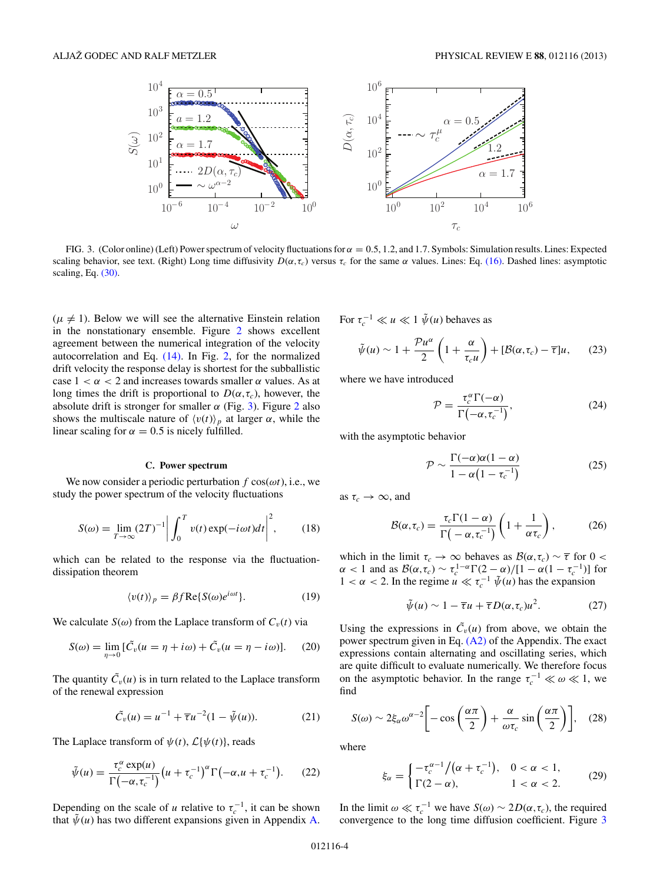FIG. 3. (Color online) (Left) Power spectrum of velocity fluctuations for $\alpha = 0.5, 1.2$, and 1.7. Symbols: Simulation results. Lines: Expected scaling behavior, see text. (Right) Long time diffusivity $D(\alpha,\tau_c)$ versus $\tau_c$ for the same $\alpha$ values. Lines: Eq. (16). Dashed lines: asymptotic scaling, Eq. (30).

($\mu \neq 1$). Below we will see the alternative Einstein relation in the nonstationary ensemble. Figure 2 shows excellent agreement between the numerical integration of the velocity autocorrelation and Eq. (14). In Fig. 2, for the normalized drift velocity the response delay is shortest for the subballistic case $1 < \alpha < 2$ and increases towards smaller $\alpha$ values. As at long times the drift is proportional to $D(\alpha,\tau_c)$, however, the absolute drift is stronger for smaller $\alpha$ (Fig. 3). Figure 2 also shows the multiscale nature of $\langle v(t)\rangle_p$ at larger $\alpha$, while the linear scaling for $\alpha = 0.5$ is nicely fulfilled.

### C. Power spectrum

We now consider a periodic perturbation $f\cos(\omega t)$, i.e., we study the power spectrum of the velocity fluctuations

$$S(\omega) = \lim_{T\to\infty}(2T)^{-1}\left|\int_0^T v(t)\exp(-i\omega t)dt\right|^2, \tag{18}$$

which can be related to the response via the fluctuation-dissipation theorem

$$\langle v(t)\rangle_p = \beta f \mathrm{Re}\{S(\omega)e^{i\omega t}\}. \tag{19}$$

We calculate $S(\omega)$ from the Laplace transform of $C_v(t)$ via

$$S(\omega) = \lim_{\eta\to 0}[\tilde{C}_v(u=\eta+i\omega) + \tilde{C}_v(u=\eta-i\omega)]. \tag{20}$$

The quantity $\tilde{C}_v(u)$ is in turn related to the Laplace transform of the renewal expression

$$\tilde{C}_v(u) = u^{-1} + \overline{\tau}u^{-2}(1-\tilde{\psi}(u)). \tag{21}$$

The Laplace transform of $\psi(t)$, $\mathcal{L}\{\psi(t)\}$, reads

$$\tilde{\psi}(u) = \frac{\tau_c^\alpha \exp(u)}{\Gamma\left(-\alpha,\tau_c^{-1}\right)}\left(u+\tau_c^{-1}\right)^\alpha \Gamma\left(-\alpha, u+\tau_c^{-1}\right). \tag{22}$$

Depending on the scale of $u$ relative to $\tau_c^{-1}$, it can be shown that $\tilde{\psi}(u)$ has two different expansions given in Appendix A.

For $\tau_c^{-1} \ll u \ll 1$ $\tilde{\psi}(u)$ behaves as

$$\tilde{\psi}(u) \sim 1 + \frac{\mathcal{P}u^\alpha}{2}\left(1+\frac{\alpha}{\tau_c u}\right) + [\mathcal{B}(\alpha,\tau_c) - \overline{\tau}]u, \tag{23}$$

where we have introduced

$$\mathcal{P} = \frac{\tau_c^\alpha \Gamma(-\alpha)}{\Gamma\left(-\alpha,\tau_c^{-1}\right)}, \tag{24}$$

with the asymptotic behavior

$$\mathcal{P} \sim \frac{\Gamma(-\alpha)\alpha(1-\alpha)}{1-\alpha\left(1-\tau_c^{-1}\right)} \tag{25}$$

as $\tau_c \to \infty$, and

$$\mathcal{B}(\alpha,\tau_c) = \frac{\tau_c\Gamma(1-\alpha)}{\Gamma\left(-\alpha,\tau_c^{-1}\right)}\left(1+\frac{1}{\alpha\tau_c}\right), \tag{26}$$

which in the limit $\tau_c \to \infty$ behaves as $\mathcal{B}(\alpha,\tau_c) \sim \overline{\tau}$ for $0 < \alpha < 1$ and as $\mathcal{B}(\alpha,\tau_c) \sim \tau_c^{1-\alpha}\Gamma(2-\alpha)/[1-\alpha(1-\tau_c^{-1})]$ for $1 < \alpha < 2$. In the regime $u \ll \tau_c^{-1}$ $\tilde{\psi}(u)$ has the expansion

$$\tilde{\psi}(u) \sim 1 - \overline{\tau}u + \overline{\tau}D(\alpha,\tau_c)u^2. \tag{27}$$

Using the expressions in $\tilde{C}_v(u)$ from above, we obtain the power spectrum given in Eq. (A2) of the Appendix. The exact expressions contain alternating and oscillating series, which are quite difficult to evaluate numerically. We therefore focus on the asymptotic behavior. In the range $\tau_c^{-1} \ll \omega \ll 1$, we find

$$S(\omega) \sim 2\xi_\alpha\omega^{\alpha-2}\left[-\cos\left(\frac{\alpha\pi}{2}\right) + \frac{\alpha}{\omega\tau_c}\sin\left(\frac{\alpha\pi}{2}\right)\right], \tag{28}$$

where

$$\xi_\alpha = \begin{cases} -\tau_c^{\alpha-1}/\left(\alpha+\tau_c^{-1}\right), & 0 < \alpha < 1, \\ \Gamma(2-\alpha), & 1 < \alpha < 2. \end{cases} \tag{29}$$

In the limit $\omega \ll \tau_c^{-1}$ we have $S(\omega) \sim 2D(\alpha,\tau_c)$, the required convergence to the long time diffusion coefficient. Figure 3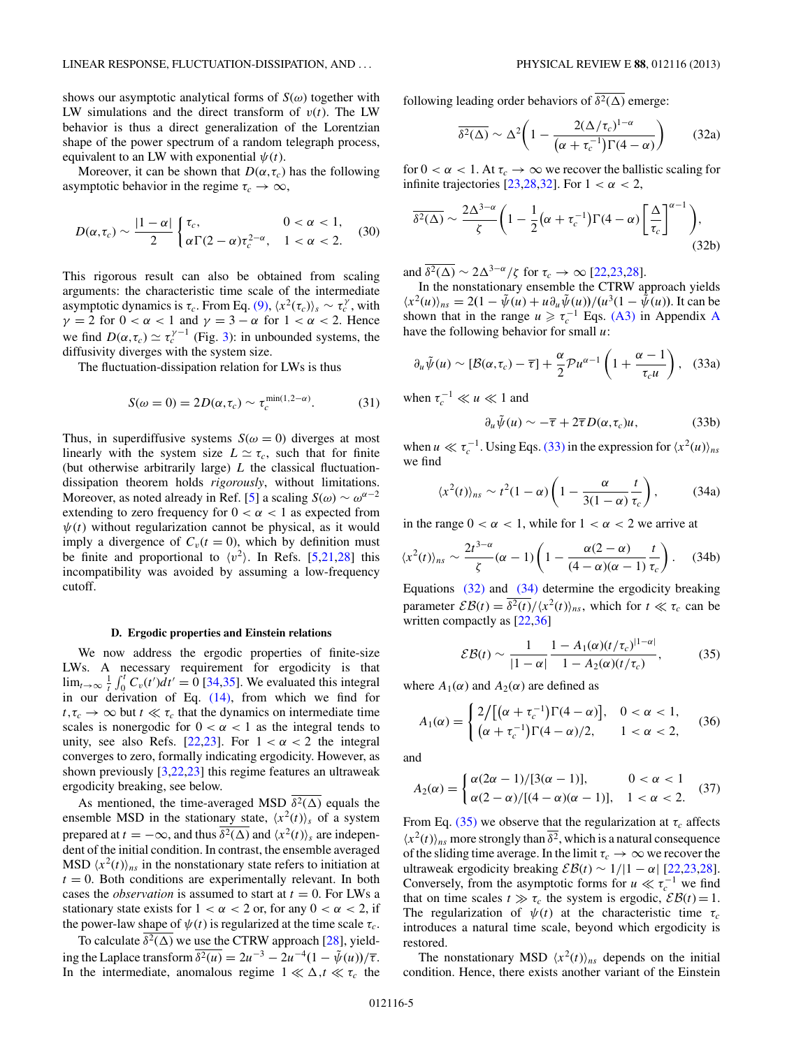shows our asymptotic analytical forms of $S(\omega)$ together with LW simulations and the direct transform of $v(t)$. The LW behavior is thus a direct generalization of the Lorentzian shape of the power spectrum of a random telegraph process, equivalent to an LW with exponential $\psi(t)$.

Moreover, it can be shown that $D(\alpha,\tau_c)$ has the following asymptotic behavior in the regime $\tau_c \to \infty$,

$$D(\alpha,\tau_c) \sim \frac{|1-\alpha|}{2} \begin{cases} \tau_c, & 0<\alpha<1, \\ \alpha\Gamma(2-\alpha)\tau_c^{2-\alpha}, & 1<\alpha<2. \end{cases} \tag{30}$$

This rigorous result can also be obtained from scaling arguments: the characteristic time scale of the intermediate asymptotic dynamics is $\tau_c$. From Eq. (9), $\langle x^2(\tau_c)\rangle_s \sim \tau_c^{\gamma}$, with $\gamma = 2$ for $0<\alpha<1$ and $\gamma = 3-\alpha$ for $1<\alpha<2$. Hence we find $D(\alpha,\tau_c) \simeq \tau_c^{\gamma-1}$ (Fig. 3): in unbounded systems, the diffusivity diverges with the system size.

The fluctuation-dissipation relation for LWs is thus

$$S(\omega=0) = 2D(\alpha,\tau_c) \sim \tau_c^{\min(1,2-\alpha)}. \tag{31}$$

Thus, in superdiffusive systems $S(\omega=0)$ diverges at most linearly with the system size $L \simeq \tau_c$, such that for finite (but otherwise arbitrarily large) $L$ the classical fluctuation-dissipation theorem holds *rigorously*, without limitations. Moreover, as noted already in Ref. [5] a scaling $S(\omega) \sim \omega^{\alpha-2}$ extending to zero frequency for $0<\alpha<1$ as expected from $\psi(t)$ without regularization cannot be physical, as it would imply a divergence of $C_v(t=0)$, which by definition must be finite and proportional to $\langle v^2\rangle$. In Refs. [5,21,28] this incompatibility was avoided by assuming a low-frequency cutoff.

### D. Ergodic properties and Einstein relations

We now address the ergodic properties of finite-size LWs. A necessary requirement for ergodicity is that $\lim_{t\to\infty}\frac{1}{t}\int_0^t C_v(t')dt' = 0$ [34,35]. We evaluated this integral in our derivation of Eq. (14), from which we find for $t,\tau_c \to \infty$ but $t \ll \tau_c$ that the dynamics on intermediate time scales is nonergodic for $0<\alpha<1$ as the integral tends to unity, see also Refs. [22,23]. For $1<\alpha<2$ the integral converges to zero, formally indicating ergodicity. However, as shown previously [3,22,23] this regime features an ultraweak ergodicity breaking, see below.

As mentioned, the time-averaged MSD $\overline{\delta^2(\Delta)}$ equals the ensemble MSD in the stationary state, $\langle x^2(t)\rangle_s$ of a system prepared at $t=-\infty$, and thus $\overline{\delta^2(\Delta)}$ and $\langle x^2(t)\rangle_s$ are independent of the initial condition. In contrast, the ensemble averaged MSD $\langle x^2(t)\rangle_{ns}$ in the nonstationary state refers to initiation at $t=0$. Both conditions are experimentally relevant. In both cases the *observation* is assumed to start at $t=0$. For LWs a stationary state exists for $1<\alpha<2$ or, for any $0<\alpha<2$, if the power-law shape of $\psi(t)$ is regularized at the time scale $\tau_c$.

To calculate $\overline{\delta^2(\Delta)}$ we use the CTRW approach [28], yielding the Laplace transform $\overline{\delta^2(u)} = 2u^{-3} - 2u^{-4}(1-\tilde{\psi}(u))/\overline{\tau}$. In the intermediate, anomalous regime $1 \ll \Delta,t \ll \tau_c$ the following leading order behaviors of $\overline{\delta^2(\Delta)}$ emerge:

$$\overline{\delta^2(\Delta)} \sim \Delta^2\left(1 - \frac{2(\Delta/\tau_c)^{1-\alpha}}{(\alpha+\tau_c^{-1})\Gamma(4-\alpha)}\right) \tag{32a}$$

for $0<\alpha<1$. At $\tau_c \to \infty$ we recover the ballistic scaling for infinite trajectories [23,28,32]. For $1<\alpha<2$,

$$\overline{\delta^2(\Delta)} \sim \frac{2\Delta^{3-\alpha}}{\zeta}\left(1 - \frac{1}{2}(\alpha+\tau_c^{-1})\Gamma(4-\alpha)\left[\frac{\Delta}{\tau_c}\right]^{\alpha-1}\right), \tag{32b}$$

and $\overline{\delta^2(\Delta)} \sim 2\Delta^{3-\alpha}/\zeta$ for $\tau_c \to \infty$ [22,23,28].

In the nonstationary ensemble the CTRW approach yields $\langle x^2(u)\rangle_{ns} = 2(1-\tilde{\psi}(u)+u\partial_u\tilde{\psi}(u))/(u^3(1-\tilde{\psi}(u))$. It can be shown that in the range $u \geqslant \tau_c^{-1}$ Eqs. (A3) in Appendix A have the following behavior for small $u$:

$$\partial_u\tilde{\psi}(u) \sim [\mathcal{B}(\alpha,\tau_c) - \overline{\tau}] + \frac{\alpha}{2}\mathcal{P}u^{\alpha-1}\left(1 + \frac{\alpha-1}{\tau_c u}\right), \tag{33a}$$

when $\tau_c^{-1} \ll u \ll 1$ and

$$\partial_u\tilde{\psi}(u) \sim -\overline{\tau} + 2\overline{\tau}D(\alpha,\tau_c)u, \tag{33b}$$

when $u \ll \tau_c^{-1}$. Using Eqs. (33) in the expression for $\langle x^2(u)\rangle_{ns}$ we find

$$\langle x^2(t)\rangle_{ns} \sim t^2(1-\alpha)\left(1 - \frac{\alpha}{3(1-\alpha)}\frac{t}{\tau_c}\right), \tag{34a}$$

in the range $0<\alpha<1$, while for $1<\alpha<2$ we arrive at

$$\langle x^2(t)\rangle_{ns} \sim \frac{2t^{3-\alpha}}{\zeta}(\alpha-1)\left(1 - \frac{\alpha(2-\alpha)}{(4-\alpha)(\alpha-1)}\frac{t}{\tau_c}\right). \tag{34b}$$

Equations (32) and (34) determine the ergodicity breaking parameter $\mathcal{EB}(t) = \overline{\delta^2(t)}/\langle x^2(t)\rangle_{ns}$, which for $t \ll \tau_c$ can be written compactly as [22,36]

$$\mathcal{EB}(t) \sim \frac{1}{|1-\alpha|}\,\frac{1 - A_1(\alpha)(t/\tau_c)^{|1-\alpha|}}{1 - A_2(\alpha)(t/\tau_c)}, \tag{35}$$

where $A_1(\alpha)$ and $A_2(\alpha)$ are defined as

$$A_1(\alpha) = \begin{cases} 2\big/\left[(\alpha+\tau_c^{-1})\Gamma(4-\alpha)\right], & 0<\alpha<1, \\ (\alpha+\tau_c^{-1})\Gamma(4-\alpha)/2, & 1<\alpha<2, \end{cases} \tag{36}$$

and

$$A_2(\alpha) = \begin{cases} \alpha(2\alpha-1)/[3(\alpha-1)], & 0<\alpha<1 \\ \alpha(2-\alpha)/[(4-\alpha)(\alpha-1)], & 1<\alpha<2. \end{cases} \tag{37}$$

From Eq. (35) we observe that the regularization at $\tau_c$ affects $\langle x^2(t)\rangle_{ns}$ more strongly than $\overline{\delta^2}$, which is a natural consequence of the sliding time average. In the limit $\tau_c \to \infty$ we recover the ultraweak ergodicity breaking $\mathcal{EB}(t) \sim 1/|1-\alpha|$ [22,23,28]. Conversely, from the asymptotic forms for $u \ll \tau_c^{-1}$ we find that on time scales $t \gg \tau_c$ the system is ergodic, $\mathcal{EB}(t) = 1$. The regularization of $\psi(t)$ at the characteristic time $\tau_c$ introduces a natural time scale, beyond which ergodicity is restored.

The nonstationary MSD $\langle x^2(t)\rangle_{ns}$ depends on the initial condition. Hence, there exists another variant of the Einstein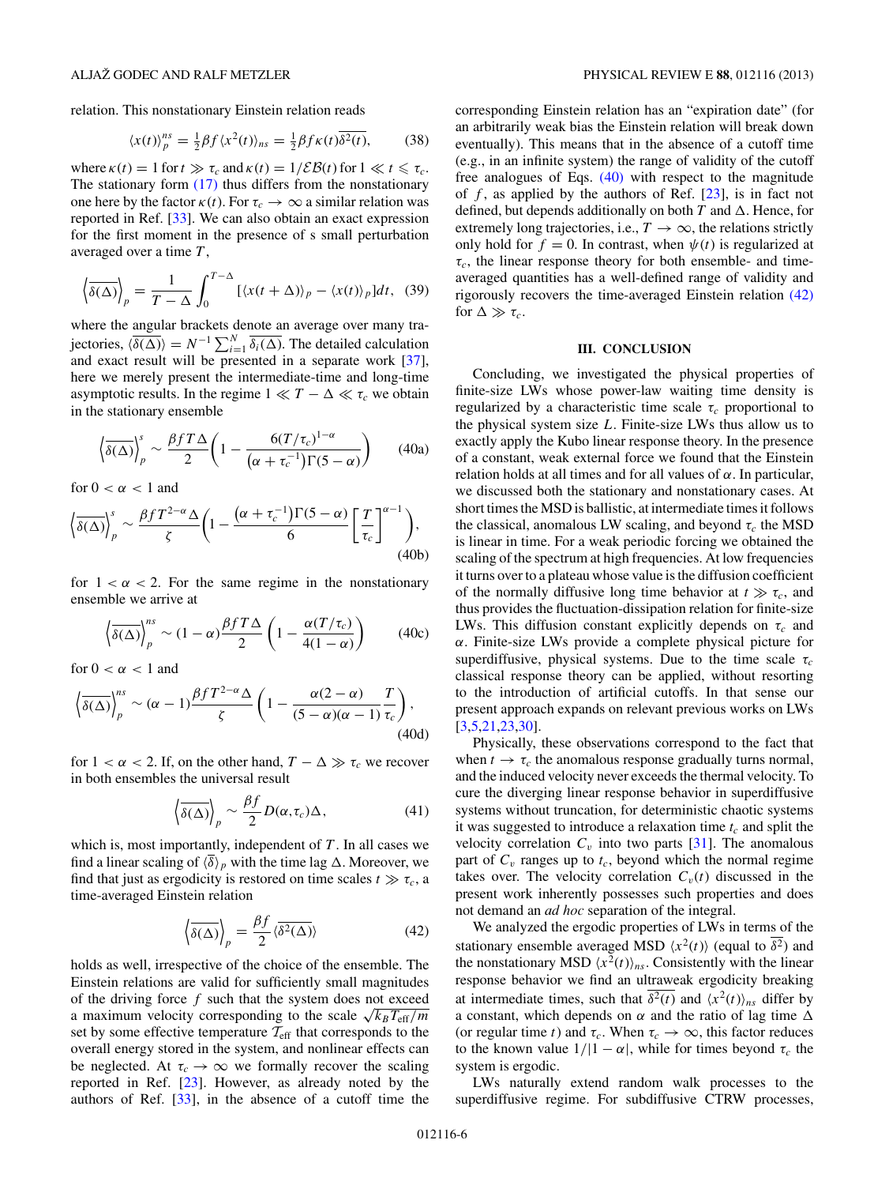relation. This nonstationary Einstein relation reads

$$\langle x(t)\rangle_p^{ns} = \tfrac{1}{2}\beta f\langle x^2(t)\rangle_{ns} = \tfrac{1}{2}\beta f\kappa(t)\overline{\delta^2(t)}, \tag{38}$$

where $\kappa(t) = 1$ for $t \gg \tau_c$ and $\kappa(t) = 1/\mathcal{EB}(t)$ for $1 \ll t \leqslant \tau_c$. The stationary form (17) thus differs from the nonstationary one here by the factor $\kappa(t)$. For $\tau_c \to \infty$ a similar relation was reported in Ref. [33]. We can also obtain an exact expression for the first moment in the presence of s small perturbation averaged over a time $T$,

$$\left\langle\overline{\delta(\Delta)}\right\rangle_p = \frac{1}{T-\Delta}\int_0^{T-\Delta}[\langle x(t+\Delta)\rangle_p - \langle x(t)\rangle_p]dt, \tag{39}$$

where the angular brackets denote an average over many trajectories, $\langle\overline{\delta(\Delta)}\rangle = N^{-1}\sum_{i=1}^{N}\overline{\delta_i(\Delta)}$. The detailed calculation and exact result will be presented in a separate work [37], here we merely present the intermediate-time and long-time asymptotic results. In the regime $1 \ll T-\Delta \ll \tau_c$ we obtain in the stationary ensemble

$$\left\langle\overline{\delta(\Delta)}\right\rangle_p^s \sim \frac{\beta f T\Delta}{2}\left(1 - \frac{6(T/\tau_c)^{1-\alpha}}{(\alpha+\tau_c^{-1})\Gamma(5-\alpha)}\right) \tag{40a}$$

for $0 < \alpha < 1$ and

$$\left\langle\overline{\delta(\Delta)}\right\rangle_p^s \sim \frac{\beta f T^{2-\alpha}\Delta}{\zeta}\left(1 - \frac{(\alpha+\tau_c^{-1})\Gamma(5-\alpha)}{6}\left[\frac{T}{\tau_c}\right]^{\alpha-1}\right), \tag{40b}$$

for $1 < \alpha < 2$. For the same regime in the nonstationary ensemble we arrive at

$$\left\langle\overline{\delta(\Delta)}\right\rangle_p^{ns} \sim (1-\alpha)\frac{\beta f T\Delta}{2}\left(1 - \frac{\alpha(T/\tau_c)}{4(1-\alpha)}\right) \tag{40c}$$

for $0 < \alpha < 1$ and

$$\left\langle\overline{\delta(\Delta)}\right\rangle_p^{ns} \sim (\alpha-1)\frac{\beta f T^{2-\alpha}\Delta}{\zeta}\left(1 - \frac{\alpha(2-\alpha)}{(5-\alpha)(\alpha-1)}\frac{T}{\tau_c}\right), \tag{40d}$$

for $1 < \alpha < 2$. If, on the other hand, $T-\Delta \gg \tau_c$ we recover in both ensembles the universal result

$$\left\langle\overline{\delta(\Delta)}\right\rangle_p \sim \frac{\beta f}{2}D(\alpha,\tau_c)\Delta, \tag{41}$$

which is, most importantly, independent of $T$. In all cases we find a linear scaling of $\langle\overline{\delta}\rangle_p$ with the time lag $\Delta$. Moreover, we find that just as ergodicity is restored on time scales $t \gg \tau_c$, a time-averaged Einstein relation

$$\left\langle\overline{\delta(\Delta)}\right\rangle_p = \frac{\beta f}{2}\langle\overline{\delta^2(\Delta)}\rangle \tag{42}$$

holds as well, irrespective of the choice of the ensemble. The Einstein relations are valid for sufficiently small magnitudes of the driving force $f$ such that the system does not exceed a maximum velocity corresponding to the scale $\sqrt{k_B\mathcal{T}_{\text{eff}}/m}$ set by some effective temperature $\mathcal{T}_{\text{eff}}$ that corresponds to the overall energy stored in the system, and nonlinear effects can be neglected. At $\tau_c \to \infty$ we formally recover the scaling reported in Ref. [23]. However, as already noted by the authors of Ref. [33], in the absence of a cutoff time the corresponding Einstein relation has an "expiration date" (for an arbitrarily weak bias the Einstein relation will break down eventually). This means that in the absence of a cutoff time (e.g., in an infinite system) the range of validity of the cutoff free analogues of Eqs. (40) with respect to the magnitude of $f$, as applied by the authors of Ref. [23], is in fact not defined, but depends additionally on both $T$ and $\Delta$. Hence, for extremely long trajectories, i.e., $T \to \infty$, the relations strictly only hold for $f = 0$. In contrast, when $\psi(t)$ is regularized at $\tau_c$, the linear response theory for both ensemble- and time-averaged quantities has a well-defined range of validity and rigorously recovers the time-averaged Einstein relation (42) for $\Delta \gg \tau_c$.

## III. CONCLUSION

Concluding, we investigated the physical properties of finite-size LWs whose power-law waiting time density is regularized by a characteristic time scale $\tau_c$ proportional to the physical system size $L$. Finite-size LWs thus allow us to exactly apply the Kubo linear response theory. In the presence of a constant, weak external force we found that the Einstein relation holds at all times and for all values of $\alpha$. In particular, we discussed both the stationary and nonstationary cases. At short times the MSD is ballistic, at intermediate times it follows the classical, anomalous LW scaling, and beyond $\tau_c$ the MSD is linear in time. For a weak periodic forcing we obtained the scaling of the spectrum at high frequencies. At low frequencies it turns over to a plateau whose value is the diffusion coefficient of the normally diffusive long time behavior at $t \gg \tau_c$, and thus provides the fluctuation-dissipation relation for finite-size LWs. This diffusion constant explicitly depends on $\tau_c$ and $\alpha$. Finite-size LWs provide a complete physical picture for superdiffusive, physical systems. Due to the time scale $\tau_c$ classical response theory can be applied, without resorting to the introduction of artificial cutoffs. In that sense our present approach expands on relevant previous works on LWs [3,5,21,23,30].

Physically, these observations correspond to the fact that when $t \to \tau_c$ the anomalous response gradually turns normal, and the induced velocity never exceeds the thermal velocity. To cure the diverging linear response behavior in superdiffusive systems without truncation, for deterministic chaotic systems it was suggested to introduce a relaxation time $t_c$ and split the velocity correlation $C_v$ into two parts [31]. The anomalous part of $C_v$ ranges up to $t_c$, beyond which the normal regime takes over. The velocity correlation $C_v(t)$ discussed in the present work inherently possesses such properties and does not demand an *ad hoc* separation of the integral.

We analyzed the ergodic properties of LWs in terms of the stationary ensemble averaged MSD $\langle x^2(t)\rangle$ (equal to $\overline{\delta^2}$) and the nonstationary MSD $\langle x^2(t)\rangle_{ns}$. Consistently with the linear response behavior we find an ultraweak ergodicity breaking at intermediate times, such that $\overline{\delta^2(t)}$ and $\langle x^2(t)\rangle_{ns}$ differ by a constant, which depends on $\alpha$ and the ratio of lag time $\Delta$ (or regular time $t$) and $\tau_c$. When $\tau_c \to \infty$, this factor reduces to the known value $1/|1-\alpha|$, while for times beyond $\tau_c$ the system is ergodic.

LWs naturally extend random walk processes to the superdiffusive regime. For subdiffusive CTRW processes,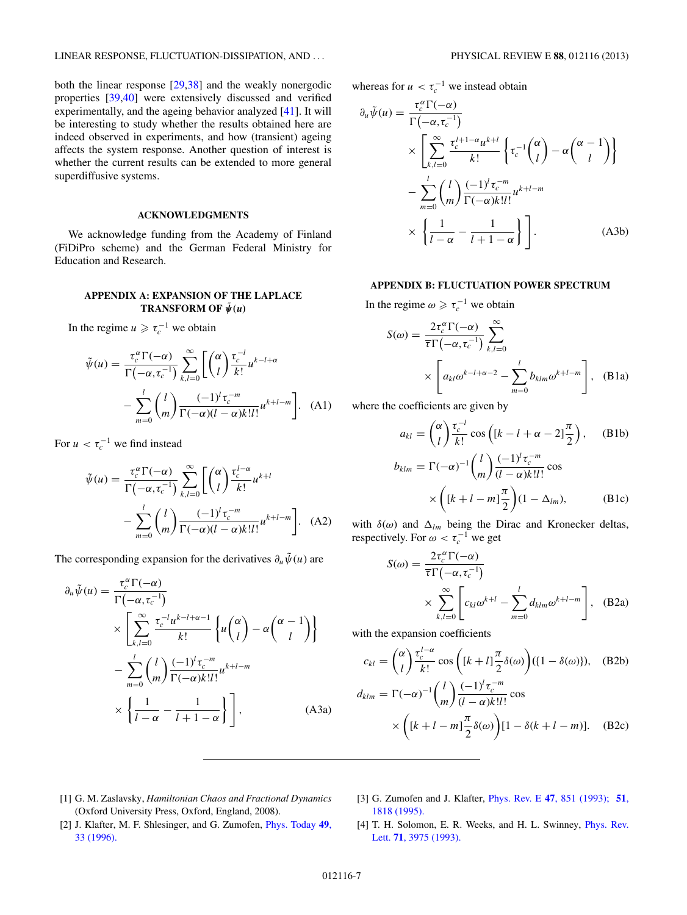both the linear response [29,38] and the weakly nonergodic properties [39,40] were extensively discussed and verified experimentally, and the ageing behavior analyzed [41]. It will be interesting to study whether the results obtained here are indeed observed in experiments, and how (transient) ageing affects the system response. Another question of interest is whether the current results can be extended to more general superdiffusive systems.

## ACKNOWLEDGMENTS

We acknowledge funding from the Academy of Finland (FiDiPro scheme) and the German Federal Ministry for Education and Research.

## APPENDIX A: EXPANSION OF THE LAPLACE TRANSFORM OF $\tilde{\psi}(u)$

In the regime $u \geqslant \tau_c^{-1}$ we obtain

$$\tilde{\psi}(u) = \frac{\tau_c^\alpha \Gamma(-\alpha)}{\Gamma(-\alpha,\tau_c^{-1})} \sum_{k,l=0}^{\infty} \left[ \binom{\alpha}{l} \frac{\tau_c^{-l}}{k!} u^{k-l+\alpha} - \sum_{m=0}^{l} \binom{l}{m} \frac{(-1)^l \tau_c^{-m}}{\Gamma(-\alpha)(l-\alpha)k!l!} u^{k+l-m} \right]. \quad \text{(A1)}$$

For $u < \tau_c^{-1}$ we find instead

$$\tilde{\psi}(u) = \frac{\tau_c^\alpha \Gamma(-\alpha)}{\Gamma(-\alpha,\tau_c^{-1})} \sum_{k,l=0}^{\infty} \left[ \binom{\alpha}{l} \frac{\tau_c^{l-\alpha}}{k!} u^{k+l} - \sum_{m=0}^{l} \binom{l}{m} \frac{(-1)^l \tau_c^{-m}}{\Gamma(-\alpha)(l-\alpha)k!l!} u^{k+l-m} \right]. \quad \text{(A2)}$$

The corresponding expansion for the derivatives $\partial_u \tilde{\psi}(u)$ are

$$\partial_u \tilde{\psi}(u) = \frac{\tau_c^\alpha \Gamma(-\alpha)}{\Gamma(-\alpha,\tau_c^{-1})} \times \left[ \sum_{k,l=0}^{\infty} \frac{\tau_c^{-l} u^{k-l+\alpha-1}}{k!} \left\{ u \binom{\alpha}{l} - \alpha \binom{\alpha-1}{l} \right\} - \sum_{m=0}^{l} \binom{l}{m} \frac{(-1)^l \tau_c^{-m}}{\Gamma(-\alpha)k!l!} u^{k+l-m} \times \left\{ \frac{1}{l-\alpha} - \frac{1}{l+1-\alpha} \right\} \right], \quad \text{(A3a)}$$

whereas for $u < \tau_c^{-1}$ we instead obtain

$$\partial_u \tilde{\psi}(u) = \frac{\tau_c^\alpha \Gamma(-\alpha)}{\Gamma(-\alpha,\tau_c^{-1})} \times \left[ \sum_{k,l=0}^{\infty} \frac{\tau_c^{l+1-\alpha} u^{k+l}}{k!} \left\{ \tau_c^{-1} \binom{\alpha}{l} - \alpha \binom{\alpha-1}{l} \right\} - \sum_{m=0}^{l} \binom{l}{m} \frac{(-1)^l \tau_c^{-m}}{\Gamma(-\alpha)k!l!} u^{k+l-m} \times \left\{ \frac{1}{l-\alpha} - \frac{1}{l+1-\alpha} \right\} \right]. \quad \text{(A3b)}$$

## APPENDIX B: FLUCTUATION POWER SPECTRUM

In the regime $\omega \geqslant \tau_c^{-1}$ we obtain

$$S(\omega) = \frac{2\tau_c^\alpha \Gamma(-\alpha)}{\overline{\tau}\Gamma(-\alpha,\tau_c^{-1})} \sum_{k,l=0}^{\infty} \times \left[ a_{kl}\omega^{k-l+\alpha-2} - \sum_{m=0}^{l} b_{klm}\omega^{k+l-m} \right], \quad \text{(B1a)}$$

where the coefficients are given by

$$a_{kl} = \binom{\alpha}{l} \frac{\tau_c^{-l}}{k!} \cos\left( [k-l+\alpha-2]\frac{\pi}{2} \right), \quad \text{(B1b)}$$

$$b_{klm} = \Gamma(-\alpha)^{-1} \binom{l}{m} \frac{(-1)^l \tau_c^{-m}}{(l-\alpha)k!l!} \cos \times \left( [k+l-m]\frac{\pi}{2} \right)(1-\Delta_{lm}), \quad \text{(B1c)}$$

with $\delta(\omega)$ and $\Delta_{lm}$ being the Dirac and Kronecker deltas, respectively. For $\omega < \tau_c^{-1}$ we get

$$S(\omega) = \frac{2\tau_c^\alpha \Gamma(-\alpha)}{\overline{\tau}\Gamma(-\alpha,\tau_c^{-1})} \times \sum_{k,l=0}^{\infty} \left[ c_{kl}\omega^{k+l} - \sum_{m=0}^{l} d_{klm}\omega^{k+l-m} \right], \quad \text{(B2a)}$$

with the expansion coefficients

$$c_{kl} = \binom{\alpha}{l} \frac{\tau_c^{l-\alpha}}{k!} \cos\left( [k+l]\frac{\pi}{2}\delta(\omega) \right) (\{1-\delta(\omega)\}), \quad \text{(B2b)}$$

$$d_{klm} = \Gamma(-\alpha)^{-1} \binom{l}{m} \frac{(-1)^l \tau_c^{-m}}{(l-\alpha)k!l!} \cos \times \left( [k+l-m]\frac{\pi}{2}\delta(\omega) \right) [1-\delta(k+l-m)]. \quad \text{(B2c)}$$

---

[1] G. M. Zaslavsky, *Hamiltonian Chaos and Fractional Dynamics* (Oxford University Press, Oxford, England, 2008).

[2] J. Klafter, M. F. Shlesinger, and G. Zumofen, Phys. Today **49**, 33 (1996).

[3] G. Zumofen and J. Klafter, Phys. Rev. E **47**, 851 (1993); **51**, 1818 (1995).

[4] T. H. Solomon, E. R. Weeks, and H. L. Swinney, Phys. Rev. Lett. **71**, 3975 (1993).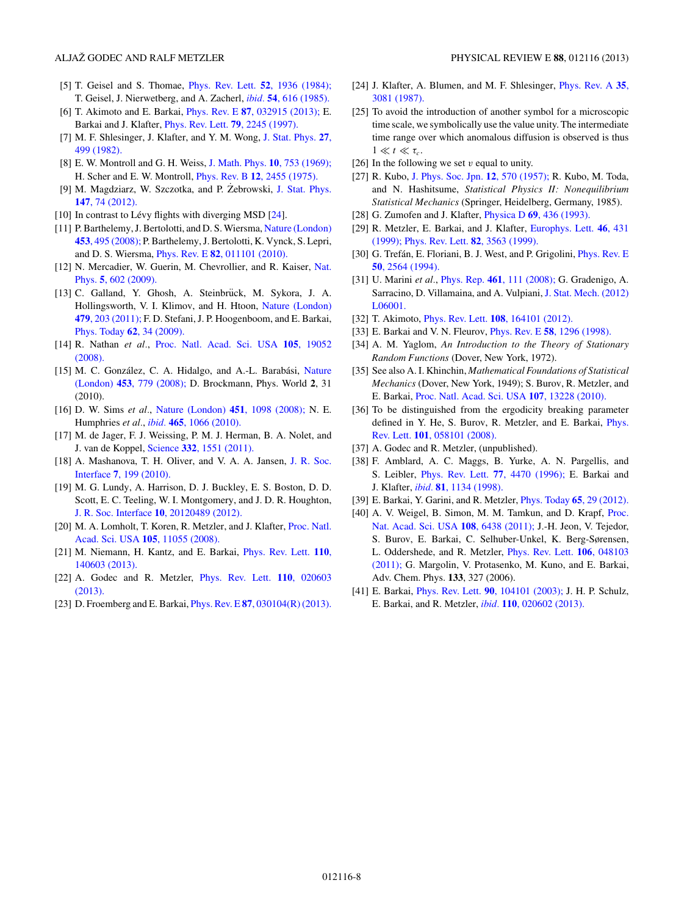[5] T. Geisel and S. Thomae, Phys. Rev. Lett. **52**, 1936 (1984); T. Geisel, J. Nierwetberg, and A. Zacherl, *ibid.* **54**, 616 (1985).

[6] T. Akimoto and E. Barkai, Phys. Rev. E **87**, 032915 (2013); E. Barkai and J. Klafter, Phys. Rev. Lett. **79**, 2245 (1997).

[7] M. F. Shlesinger, J. Klafter, and Y. M. Wong, J. Stat. Phys. **27**, 499 (1982).

[8] E. W. Montroll and G. H. Weiss, J. Math. Phys. **10**, 753 (1969); H. Scher and E. W. Montroll, Phys. Rev. B **12**, 2455 (1975).

[9] M. Magdziarz, W. Szczotka, and P. Żebrowski, J. Stat. Phys. **147**, 74 (2012).

[10] In contrast to Lévy flights with diverging MSD [24].

[11] P. Barthelemy, J. Bertolotti, and D. S. Wiersma, Nature (London) **453**, 495 (2008); P. Barthelemy, J. Bertolotti, K. Vynck, S. Lepri, and D. S. Wiersma, Phys. Rev. E **82**, 011101 (2010).

[12] N. Mercadier, W. Guerin, M. Chevrollier, and R. Kaiser, Nat. Phys. **5**, 602 (2009).

[13] C. Galland, Y. Ghosh, A. Steinbrück, M. Sykora, J. A. Hollingsworth, V. I. Klimov, and H. Htoon, Nature (London) **479**, 203 (2011); F. D. Stefani, J. P. Hoogenboom, and E. Barkai, Phys. Today **62**, 34 (2009).

[14] R. Nathan *et al.*, Proc. Natl. Acad. Sci. USA **105**, 19052 (2008).

[15] M. C. González, C. A. Hidalgo, and A.-L. Barabási, Nature (London) **453**, 779 (2008); D. Brockmann, Phys. World **2**, 31 (2010).

[16] D. W. Sims *et al.*, Nature (London) **451**, 1098 (2008); N. E. Humphries *et al.*, *ibid.* **465**, 1066 (2010).

[17] M. de Jager, F. J. Weissing, P. M. J. Herman, B. A. Nolet, and J. van de Koppel, Science **332**, 1551 (2011).

[18] A. Mashanova, T. H. Oliver, and V. A. A. Jansen, J. R. Soc. Interface **7**, 199 (2010).

[19] M. G. Lundy, A. Harrison, D. J. Buckley, E. S. Boston, D. D. Scott, E. C. Teeling, W. I. Montgomery, and J. D. R. Houghton, J. R. Soc. Interface **10**, 20120489 (2012).

[20] M. A. Lomholt, T. Koren, R. Metzler, and J. Klafter, Proc. Natl. Acad. Sci. USA **105**, 11055 (2008).

[21] M. Niemann, H. Kantz, and E. Barkai, Phys. Rev. Lett. **110**, 140603 (2013).

[22] A. Godec and R. Metzler, Phys. Rev. Lett. **110**, 020603 (2013).

[23] D. Froemberg and E. Barkai, Phys. Rev. E **87**, 030104(R) (2013).

[24] J. Klafter, A. Blumen, and M. F. Shlesinger, Phys. Rev. A **35**, 3081 (1987).

[25] To avoid the introduction of another symbol for a microscopic time scale, we symbolically use the value unity. The intermediate time range over which anomalous diffusion is observed is thus $1 \ll t \ll \tau_c$.

[26] In the following we set $v$ equal to unity.

[27] R. Kubo, J. Phys. Soc. Jpn. **12**, 570 (1957); R. Kubo, M. Toda, and N. Hashitsume, *Statistical Physics II: Nonequilibrium Statistical Mechanics* (Springer, Heidelberg, Germany, 1985).

[28] G. Zumofen and J. Klafter, Physica D **69**, 436 (1993).

[29] R. Metzler, E. Barkai, and J. Klafter, Europhys. Lett. **46**, 431 (1999); Phys. Rev. Lett. **82**, 3563 (1999).

[30] G. Trefán, E. Floriani, B. J. West, and P. Grigolini, Phys. Rev. E **50**, 2564 (1994).

[31] U. Marini *et al.*, Phys. Rep. **461**, 111 (2008); G. Gradenigo, A. Sarracino, D. Villamaina, and A. Vulpiani, J. Stat. Mech. (2012) L06001.

[32] T. Akimoto, Phys. Rev. Lett. **108**, 164101 (2012).

[33] E. Barkai and V. N. Fleurov, Phys. Rev. E **58**, 1296 (1998).

[34] A. M. Yaglom, *An Introduction to the Theory of Stationary Random Functions* (Dover, New York, 1972).

[35] See also A. I. Khinchin, *Mathematical Foundations of Statistical Mechanics* (Dover, New York, 1949); S. Burov, R. Metzler, and E. Barkai, Proc. Natl. Acad. Sci. USA **107**, 13228 (2010).

[36] To be distinguished from the ergodicity breaking parameter defined in Y. He, S. Burov, R. Metzler, and E. Barkai, Phys. Rev. Lett. **101**, 058101 (2008).

[37] A. Godec and R. Metzler, (unpublished).

[38] F. Amblard, A. C. Maggs, B. Yurke, A. N. Pargellis, and S. Leibler, Phys. Rev. Lett. **77**, 4470 (1996); E. Barkai and J. Klafter, *ibid.* **81**, 1134 (1998).

[39] E. Barkai, Y. Garini, and R. Metzler, Phys. Today **65**, 29 (2012).

[40] A. V. Weigel, B. Simon, M. M. Tamkun, and D. Krapf, Proc. Nat. Acad. Sci. USA **108**, 6438 (2011); J.-H. Jeon, V. Tejedor, S. Burov, E. Barkai, C. Selhuber-Unkel, K. Berg-Sørensen, L. Oddershede, and R. Metzler, Phys. Rev. Lett. **106**, 048103 (2011); G. Margolin, V. Protasenko, M. Kuno, and E. Barkai, Adv. Chem. Phys. **133**, 327 (2006).

[41] E. Barkai, Phys. Rev. Lett. **90**, 104101 (2003); J. H. P. Schulz, E. Barkai, and R. Metzler, *ibid.* **110**, 020602 (2013).